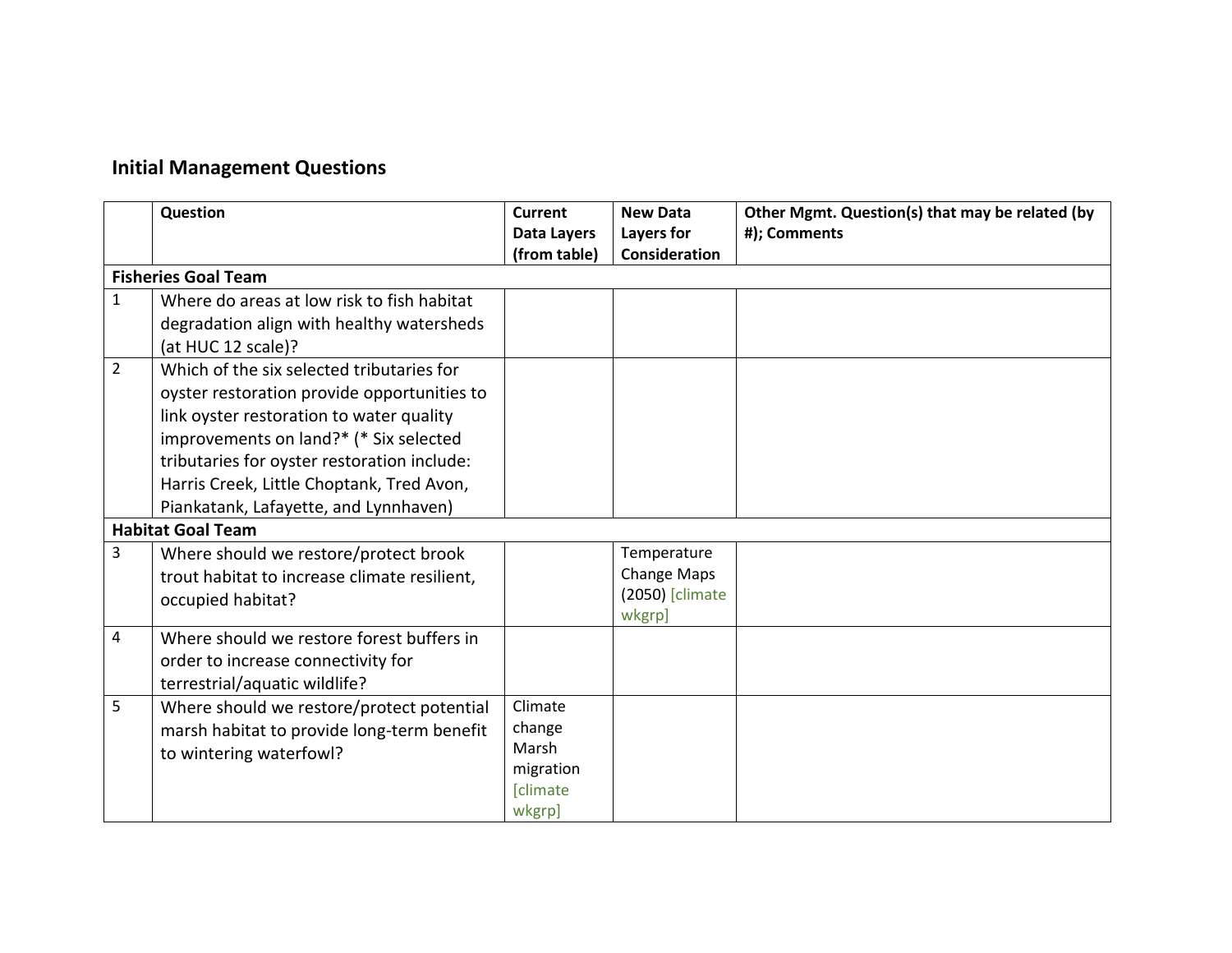## Initial Management Questions

| | Question | Current Data Layers (from table) | New Data Layers for Consideration | Other Mgmt. Question(s) that may be related (by #); Comments |
|---|---|---|---|---|
| **Fisheries Goal Team** | | | | |
| 1 | Where do areas at low risk to fish habitat degradation align with healthy watersheds (at HUC 12 scale)? | | | |
| 2 | Which of the six selected tributaries for oyster restoration provide opportunities to link oyster restoration to water quality improvements on land?* (* Six selected tributaries for oyster restoration include: Harris Creek, Little Choptank, Tred Avon, Piankatank, Lafayette, and Lynnhaven) | | | |
| **Habitat Goal Team** | | | | |
| 3 | Where should we restore/protect brook trout habitat to increase climate resilient, occupied habitat? | | Temperature Change Maps (2050) [climate wkgrp] | |
| 4 | Where should we restore forest buffers in order to increase connectivity for terrestrial/aquatic wildlife? | | | |
| 5 | Where should we restore/protect potential marsh habitat to provide long-term benefit to wintering waterfowl? | Climate change Marsh migration [climate wkgrp] | | |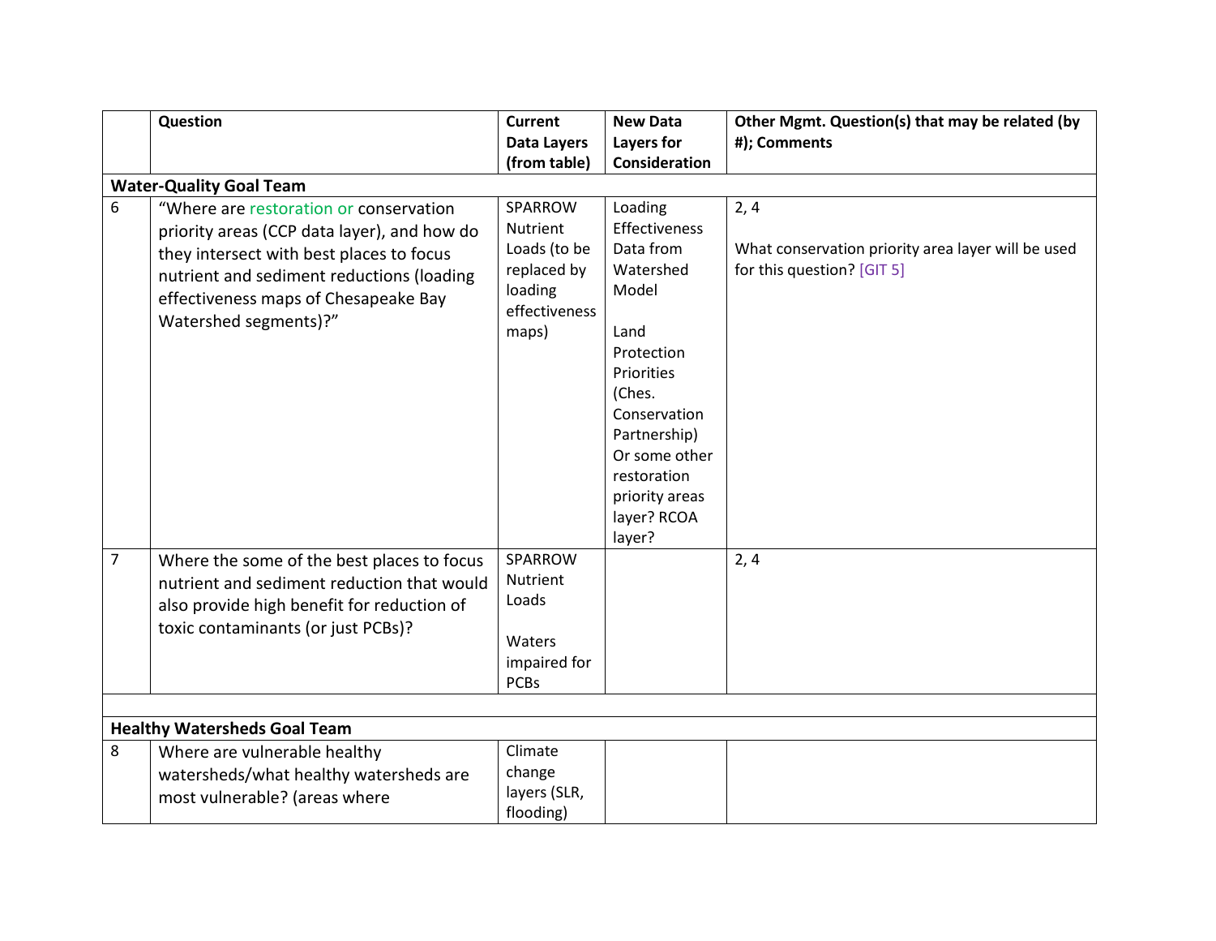| | Question | Current Data Layers (from table) | New Data Layers for Consideration | Other Mgmt. Question(s) that may be related (by #); Comments |
|---|---|---|---|---|
| **Water-Quality Goal Team** | | | | |
| 6 | "Where are restoration or conservation priority areas (CCP data layer), and how do they intersect with best places to focus nutrient and sediment reductions (loading effectiveness maps of Chesapeake Bay Watershed segments)?" | SPARROW Nutrient Loads (to be replaced by loading effectiveness maps) | Loading Effectiveness Data from Watershed Model<br><br>Land Protection Priorities (Ches. Conservation Partnership) Or some other restoration priority areas layer? RCOA layer? | 2, 4<br><br>What conservation priority area layer will be used for this question? [GIT 5] |
| 7 | Where the some of the best places to focus nutrient and sediment reduction that would also provide high benefit for reduction of toxic contaminants (or just PCBs)? | SPARROW Nutrient Loads<br><br>Waters impaired for PCBs | | 2, 4 |
| | | | | |
| **Healthy Watersheds Goal Team** | | | | |
| 8 | Where are vulnerable healthy watersheds/what healthy watersheds are most vulnerable? (areas where | Climate change layers (SLR, flooding) | | |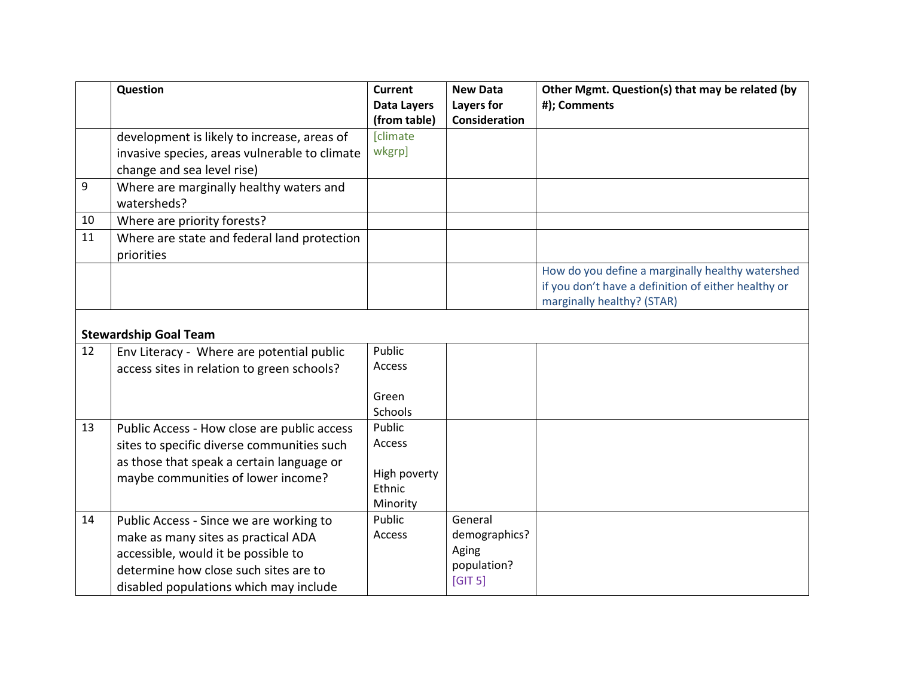|  | Question | Current Data Layers (from table) | New Data Layers for Consideration | Other Mgmt. Question(s) that may be related (by #); Comments |
|---|---|---|---|---|
|  | development is likely to increase, areas of invasive species, areas vulnerable to climate change and sea level rise) | [climate wkgrp] |  |  |
| 9 | Where are marginally healthy waters and watersheds? |  |  |  |
| 10 | Where are priority forests? |  |  |  |
| 11 | Where are state and federal land protection priorities |  |  |  |
|  |  |  |  | How do you define a marginally healthy watershed if you don't have a definition of either healthy or marginally healthy? (STAR) |
| **Stewardship Goal Team** |  |  |  |  |
| 12 | Env Literacy - Where are potential public access sites in relation to green schools? | Public Access<br><br>Green Schools |  |  |
| 13 | Public Access - How close are public access sites to specific diverse communities such as those that speak a certain language or maybe communities of lower income? | Public Access<br><br>High poverty<br>Ethnic Minority |  |  |
| 14 | Public Access - Since we are working to make as many sites as practical ADA accessible, would it be possible to determine how close such sites are to disabled populations which may include | Public Access | General demographics? Aging population? [GIT 5] |  |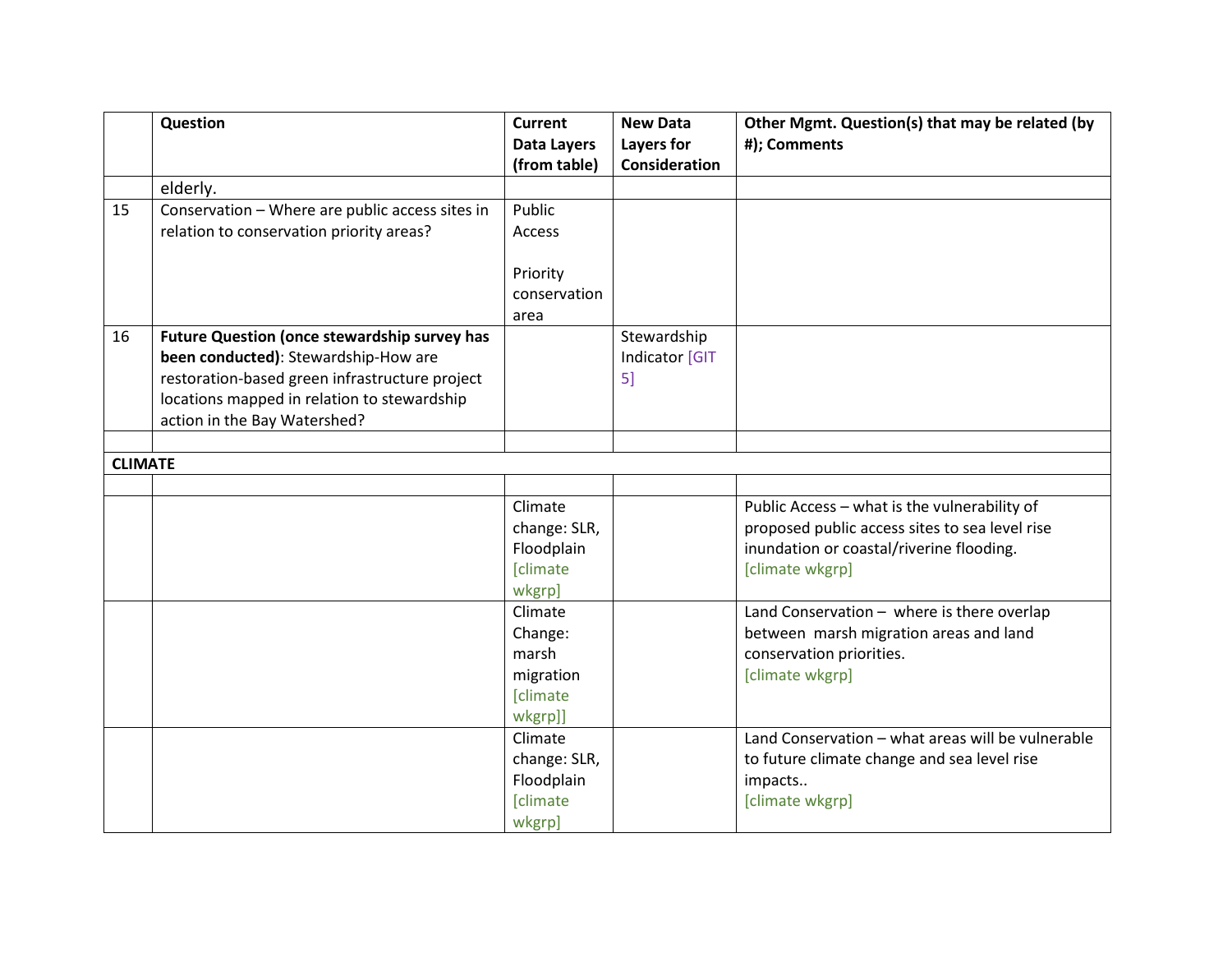| | Question | Current Data Layers (from table) | New Data Layers for Consideration | Other Mgmt. Question(s) that may be related (by #); Comments |
|---|---|---|---|---|
| | elderly. | | | |
| 15 | Conservation – Where are public access sites in relation to conservation priority areas? | Public Access<br><br>Priority conservation area | | |
| 16 | **Future Question (once stewardship survey has been conducted)**: Stewardship-How are restoration-based green infrastructure project locations mapped in relation to stewardship action in the Bay Watershed? | | Stewardship Indicator [GIT 5] | |
| | | | | |
| **CLIMATE** | | | | |
| | | | | |
| | | Climate change: SLR, Floodplain [climate wkgrp] | | Public Access – what is the vulnerability of proposed public access sites to sea level rise inundation or coastal/riverine flooding. [climate wkgrp] |
| | | Climate Change: marsh migration [climate wkgrp]] | | Land Conservation – where is there overlap between marsh migration areas and land conservation priorities. [climate wkgrp] |
| | | Climate change: SLR, Floodplain [climate wkgrp] | | Land Conservation – what areas will be vulnerable to future climate change and sea level rise impacts.. [climate wkgrp] |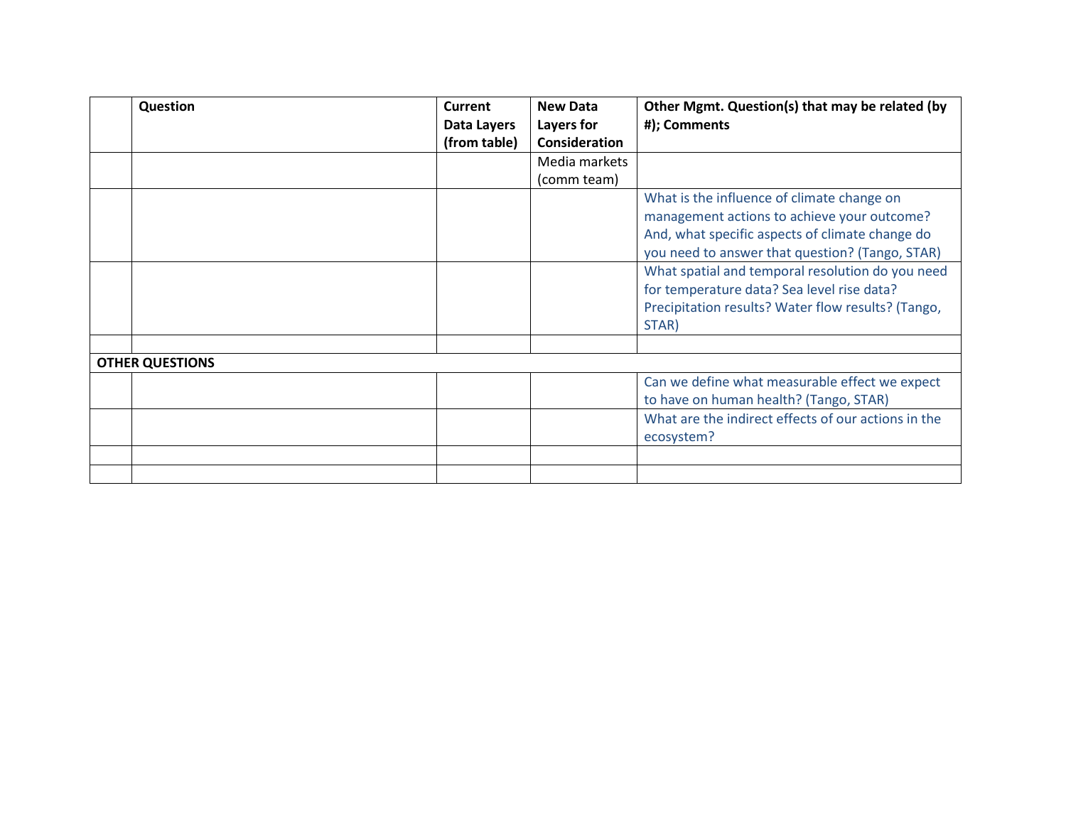| | Question | Current Data Layers (from table) | New Data Layers for Consideration | Other Mgmt. Question(s) that may be related (by #); Comments |
|---|---|---|---|---|
| | | | Media markets (comm team) | |
| | | | | What is the influence of climate change on management actions to achieve your outcome? And, what specific aspects of climate change do you need to answer that question? (Tango, STAR) |
| | | | | What spatial and temporal resolution do you need for temperature data? Sea level rise data? Precipitation results? Water flow results? (Tango, STAR) |
| | | | | |
| **OTHER QUESTIONS** | | | | |
| | | | | Can we define what measurable effect we expect to have on human health? (Tango, STAR) |
| | | | | What are the indirect effects of our actions in the ecosystem? |
| | | | | |
| | | | | |